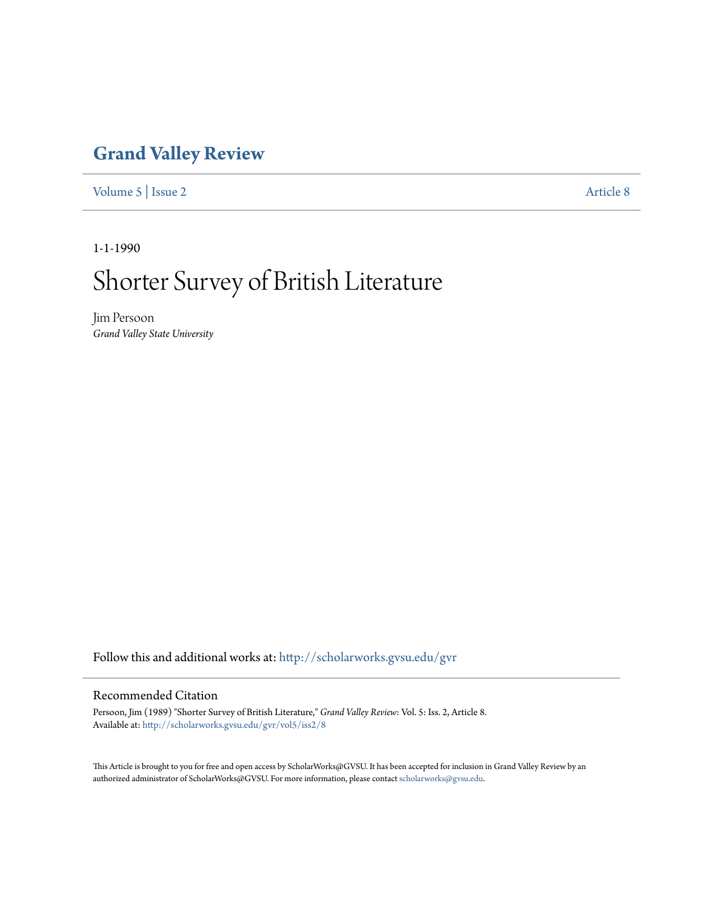# Grand Valley Review

Volume 5 | Issue 2 Article 8

1-1-1990

# Shorter Survey of British Literature

Jim Persoon
*Grand Valley State University*

Follow this and additional works at: http://scholarworks.gvsu.edu/gvr

## Recommended Citation

Persoon, Jim (1989) "Shorter Survey of British Literature," *Grand Valley Review*: Vol. 5: Iss. 2, Article 8.
Available at: http://scholarworks.gvsu.edu/gvr/vol5/iss2/8

This Article is brought to you for free and open access by ScholarWorks@GVSU. It has been accepted for inclusion in Grand Valley Review by an authorized administrator of ScholarWorks@GVSU. For more information, please contact scholarworks@gvsu.edu.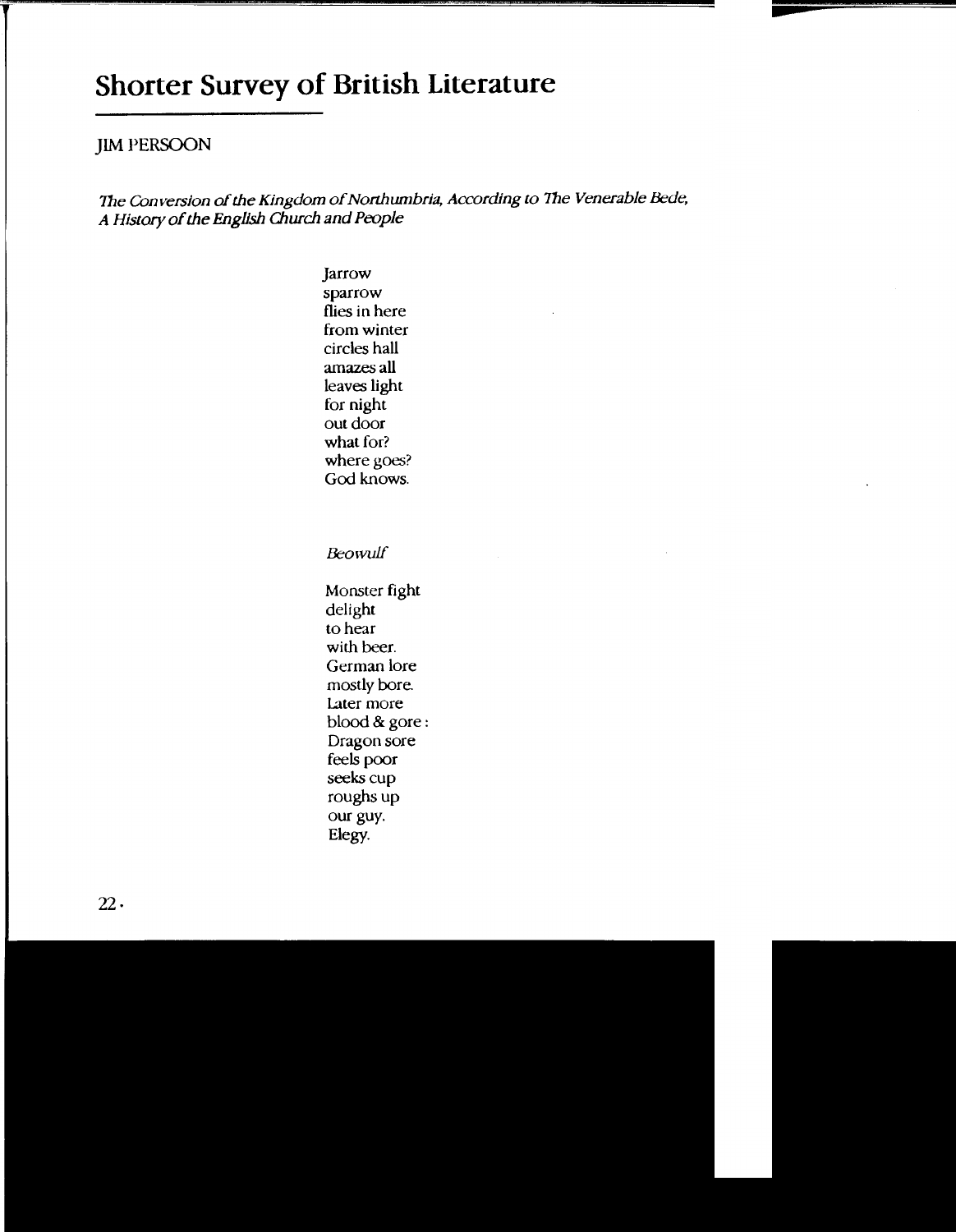# Shorter Survey of British Literature

JIM PERSOON

*The Conversion of the Kingdom of Northumbria, According to The Venerable Bede, A History of the English Church and People*

Jarrow  
sparrow  
flies in here  
from winter  
circles hall  
amazes all  
leaves light  
for night  
out door  
what for?  
where goes?  
God knows.

*Beowulf*

Monster fight  
delight  
to hear  
with beer.  
German lore  
mostly bore.  
Later more  
blood & gore:  
Dragon sore  
feels poor  
seeks cup  
roughs up  
our guy.  
Elegy.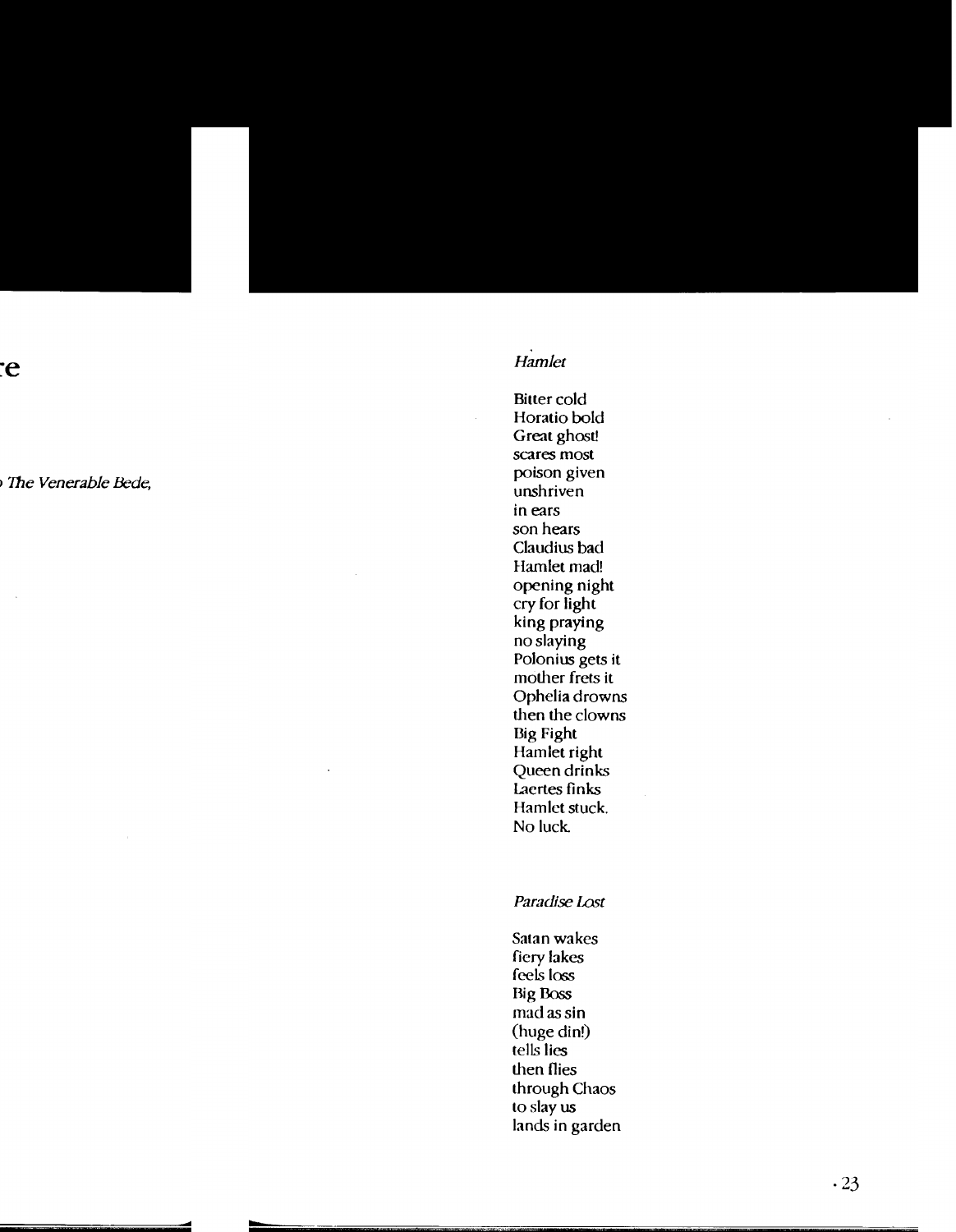te

The Venerable Bede,

*Hamlet*

Bitter cold  
Horatio bold  
Great ghost!  
scares most  
poison given  
unshriven  
in ears  
son hears  
Claudius bad  
Hamlet mad!  
opening night  
cry for light  
king praying  
no slaying  
Polonius gets it  
mother frets it  
Ophelia drowns  
then the clowns  
Big Fight  
Hamlet right  
Queen drinks  
Laertes finks  
Hamlet stuck.  
No luck.

*Paradise Lost*

Satan wakes  
fiery lakes  
feels loss  
Big Boss  
mad as sin  
(huge din!)  
tells lies  
then flies  
through Chaos  
to slay us  
lands in garden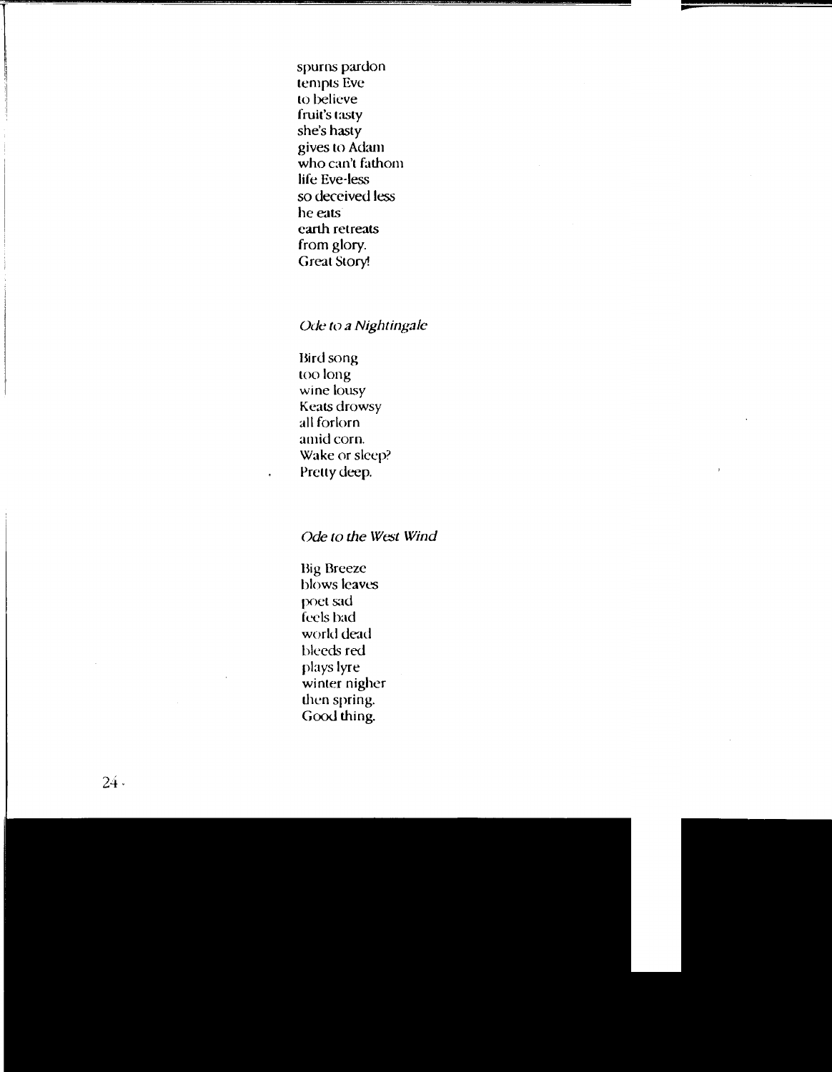spurns pardon
tempts Eve
to believe
fruit's tasty
she's hasty
gives to Adam
who can't fathom
life Eve-less
so deceived less
he eats
earth retreats
from glory.
Great Story!

*Ode to a Nightingale*

Bird song
too long
wine lousy
Keats drowsy
all forlorn
amid corn.
Wake or sleep?
Pretty deep.

*Ode to the West Wind*

Big Breeze
blows leaves
poet sad
feels bad
world dead
bleeds red
plays lyre
winter nigher
then spring.
Good thing.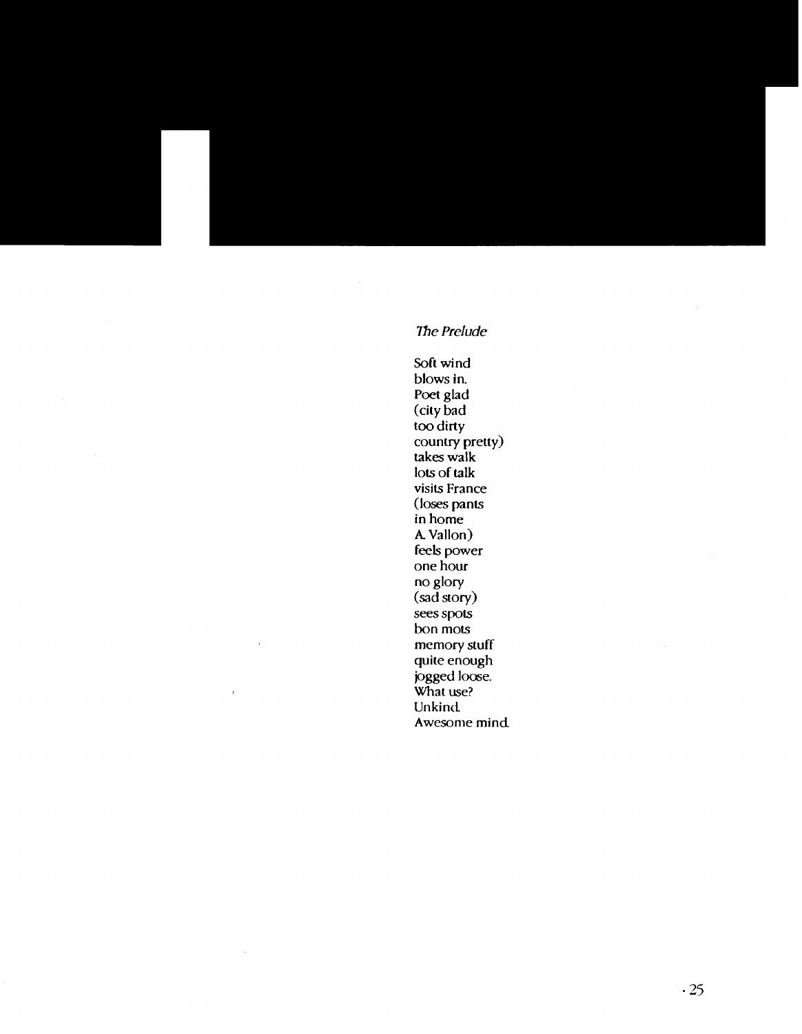*The Prelude*

Soft wind  
blows in.  
Poet glad  
(city bad  
too dirty  
country pretty)  
takes walk  
lots of talk  
visits France  
(loses pants  
in home  
A. Vallon)  
feels power  
one hour  
no glory  
(sad story)  
sees spots  
bon mots  
memory stuff  
quite enough  
jogged loose.  
What use?  
Unkind.  
Awesome mind.